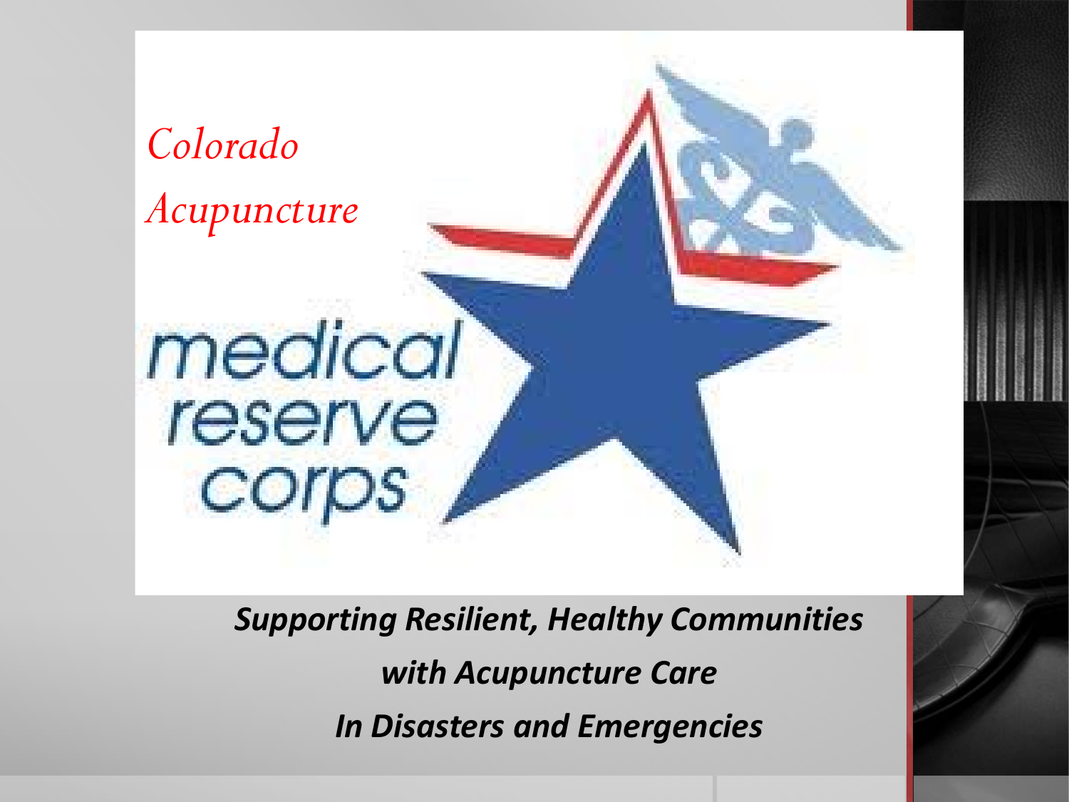# Colorado Acupuncture

## medical reserve corps

***Supporting Resilient, Healthy Communities***

***with Acupuncture Care***

***In Disasters and Emergencies***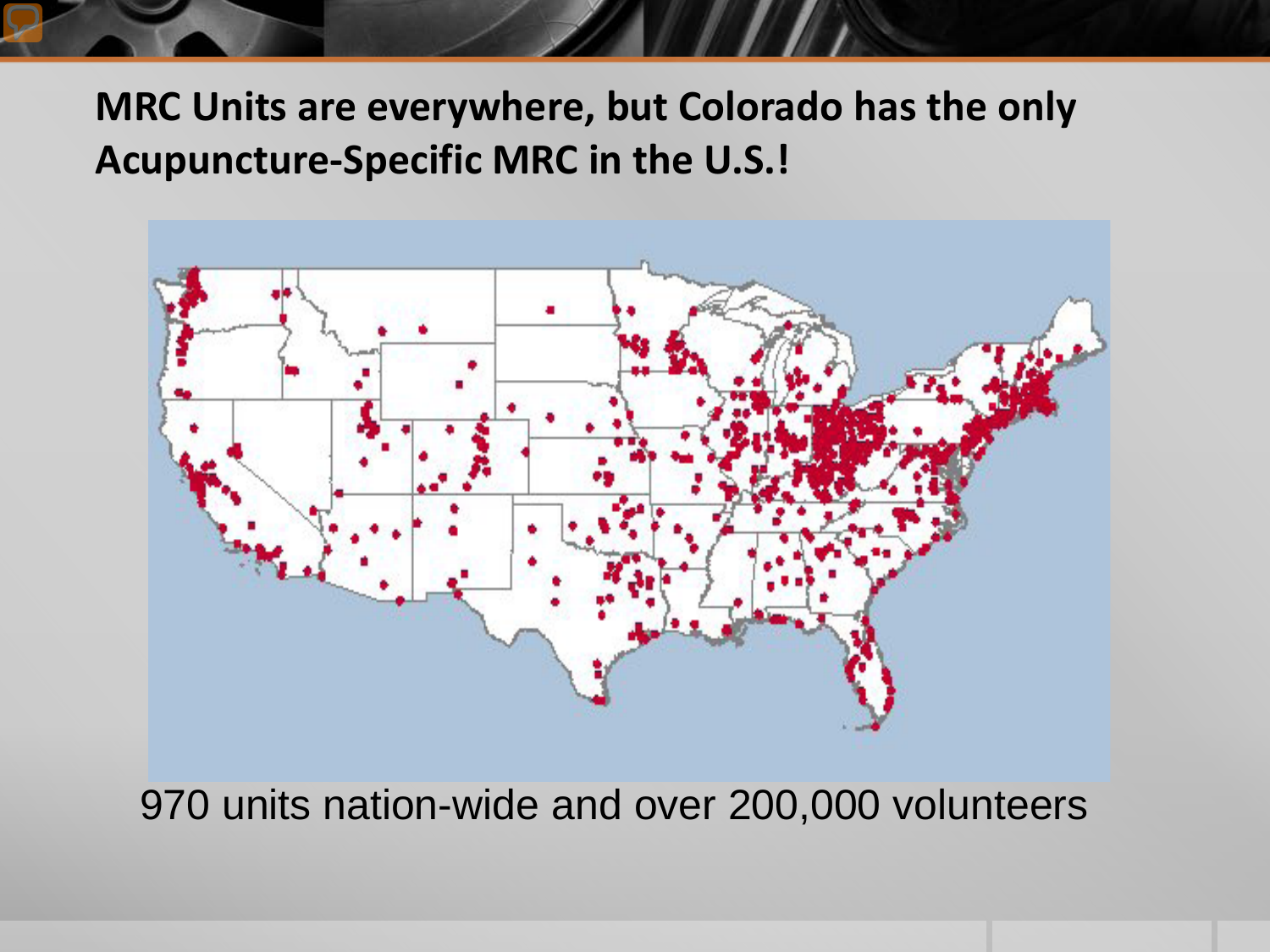**MRC Units are everywhere, but Colorado has the only Acupuncture-Specific MRC in the U.S.!**

970 units nation-wide and over 200,000 volunteers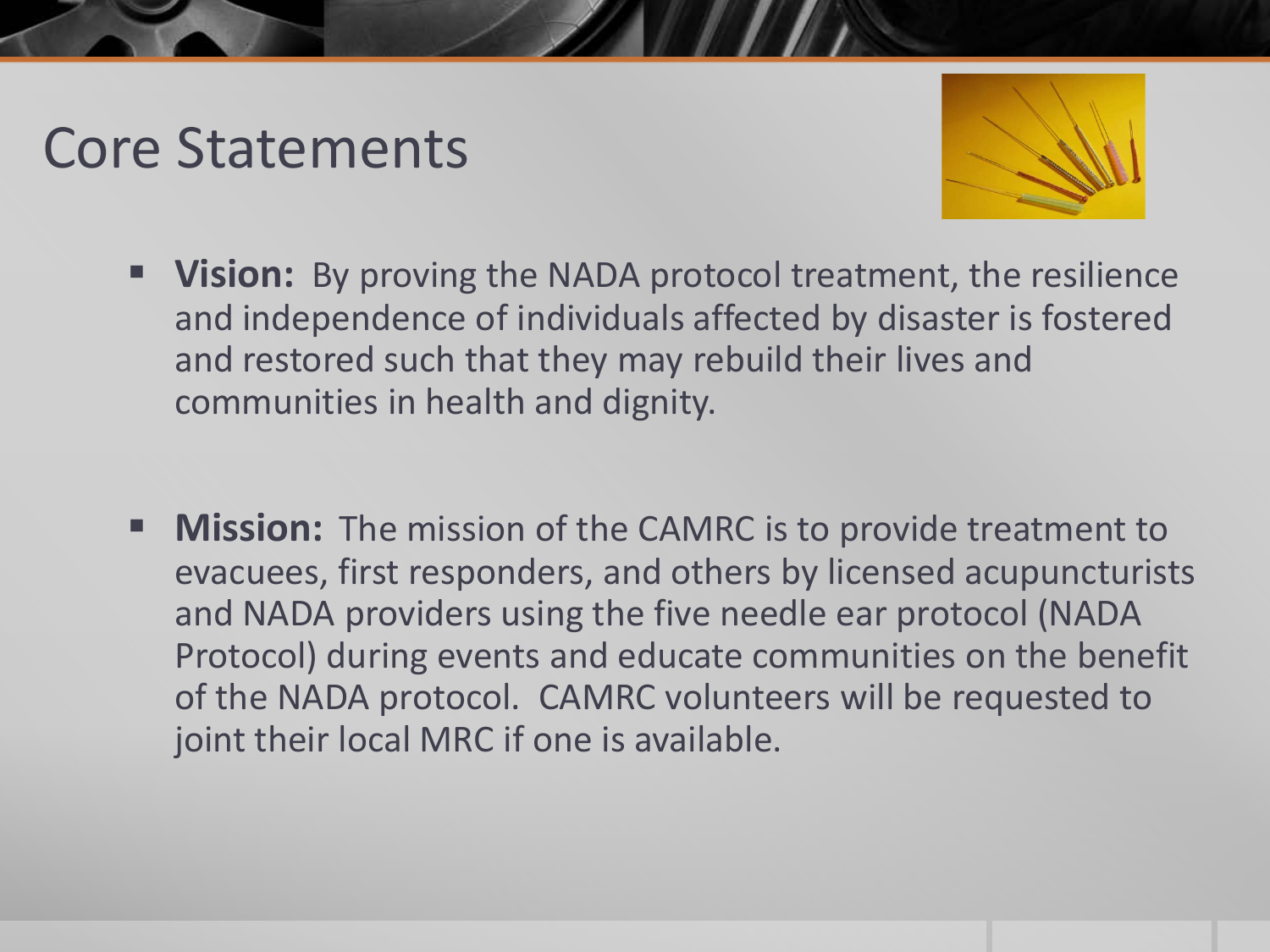# Core Statements

- **Vision:** By proving the NADA protocol treatment, the resilience and independence of individuals affected by disaster is fostered and restored such that they may rebuild their lives and communities in health and dignity.

- **Mission:** The mission of the CAMRC is to provide treatment to evacuees, first responders, and others by licensed acupuncturists and NADA providers using the five needle ear protocol (NADA Protocol) during events and educate communities on the benefit of the NADA protocol. CAMRC volunteers will be requested to joint their local MRC if one is available.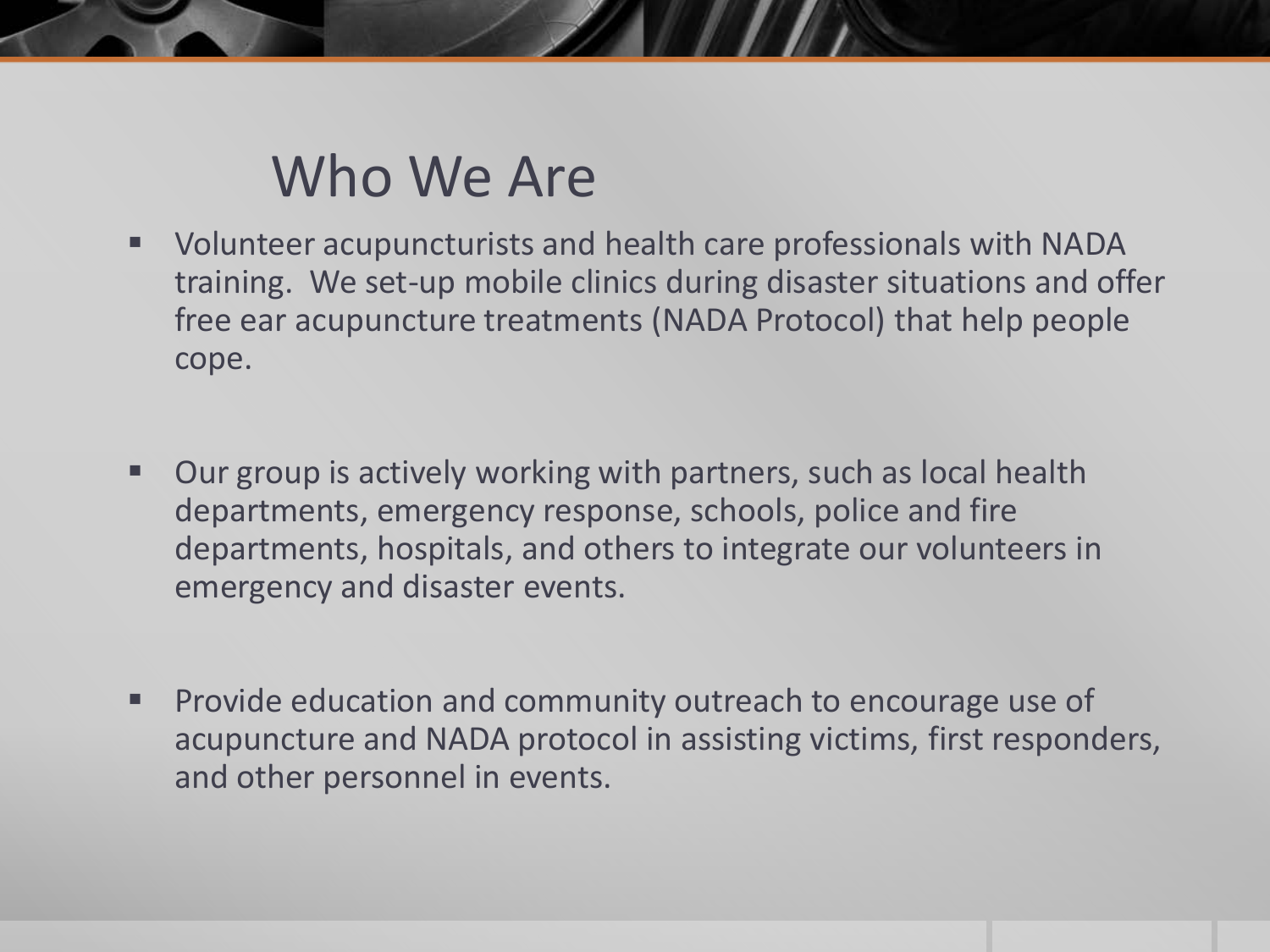# Who We Are

- Volunteer acupuncturists and health care professionals with NADA training. We set-up mobile clinics during disaster situations and offer free ear acupuncture treatments (NADA Protocol) that help people cope.
- Our group is actively working with partners, such as local health departments, emergency response, schools, police and fire departments, hospitals, and others to integrate our volunteers in emergency and disaster events.
- Provide education and community outreach to encourage use of acupuncture and NADA protocol in assisting victims, first responders, and other personnel in events.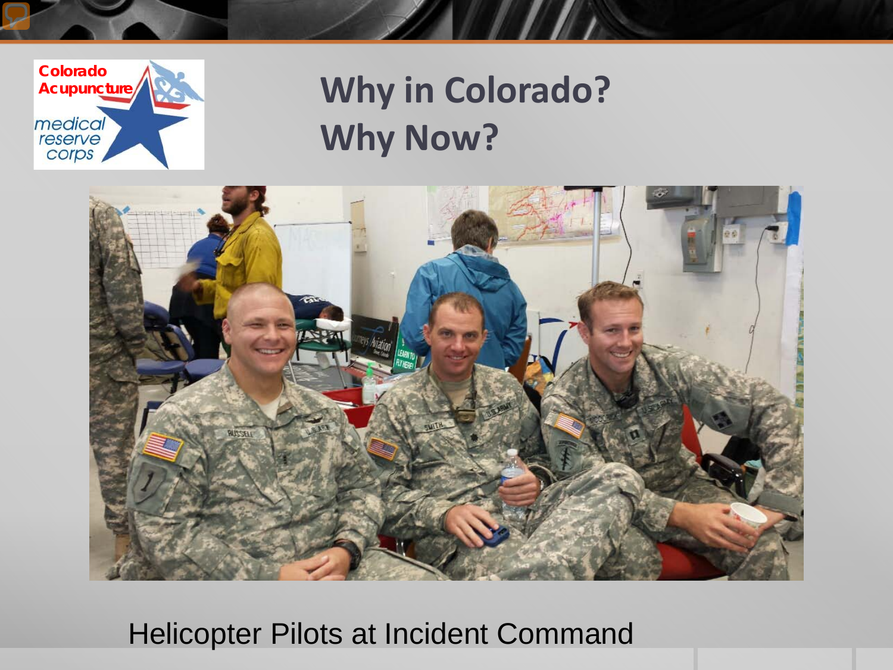# Why in Colorado?
# Why Now?

Helicopter Pilots at Incident Command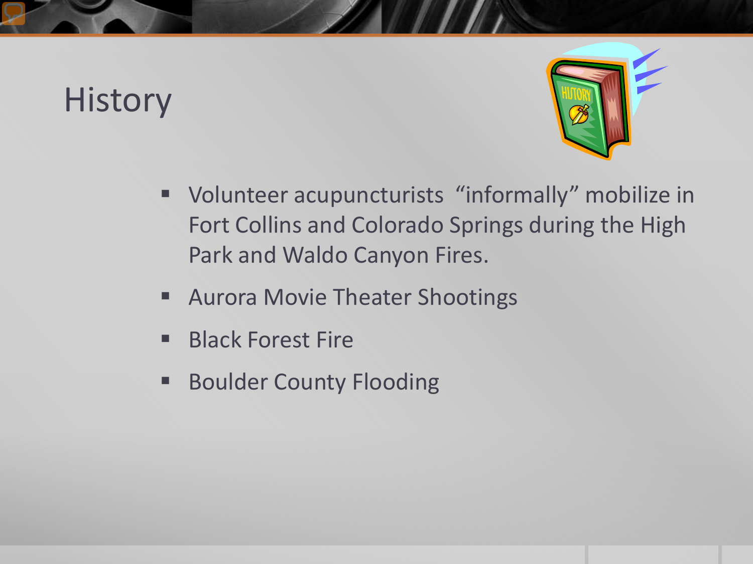# History

- Volunteer acupuncturists "informally" mobilize in Fort Collins and Colorado Springs during the High Park and Waldo Canyon Fires.
- Aurora Movie Theater Shootings
- Black Forest Fire
- Boulder County Flooding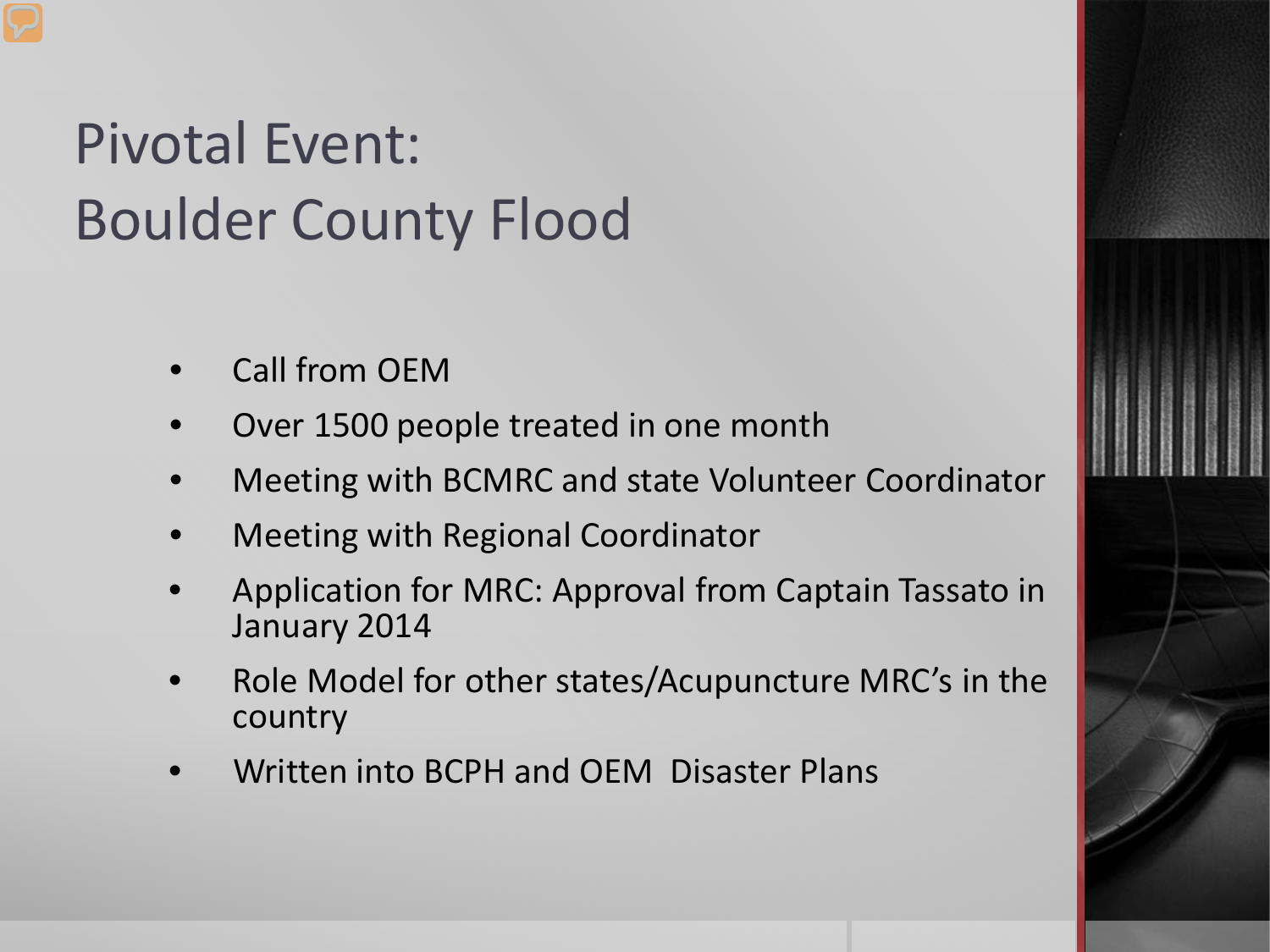# Pivotal Event: Boulder County Flood

- Call from OEM
- Over 1500 people treated in one month
- Meeting with BCMRC and state Volunteer Coordinator
- Meeting with Regional Coordinator
- Application for MRC: Approval from Captain Tassato in January 2014
- Role Model for other states/Acupuncture MRC's in the country
- Written into BCPH and OEM Disaster Plans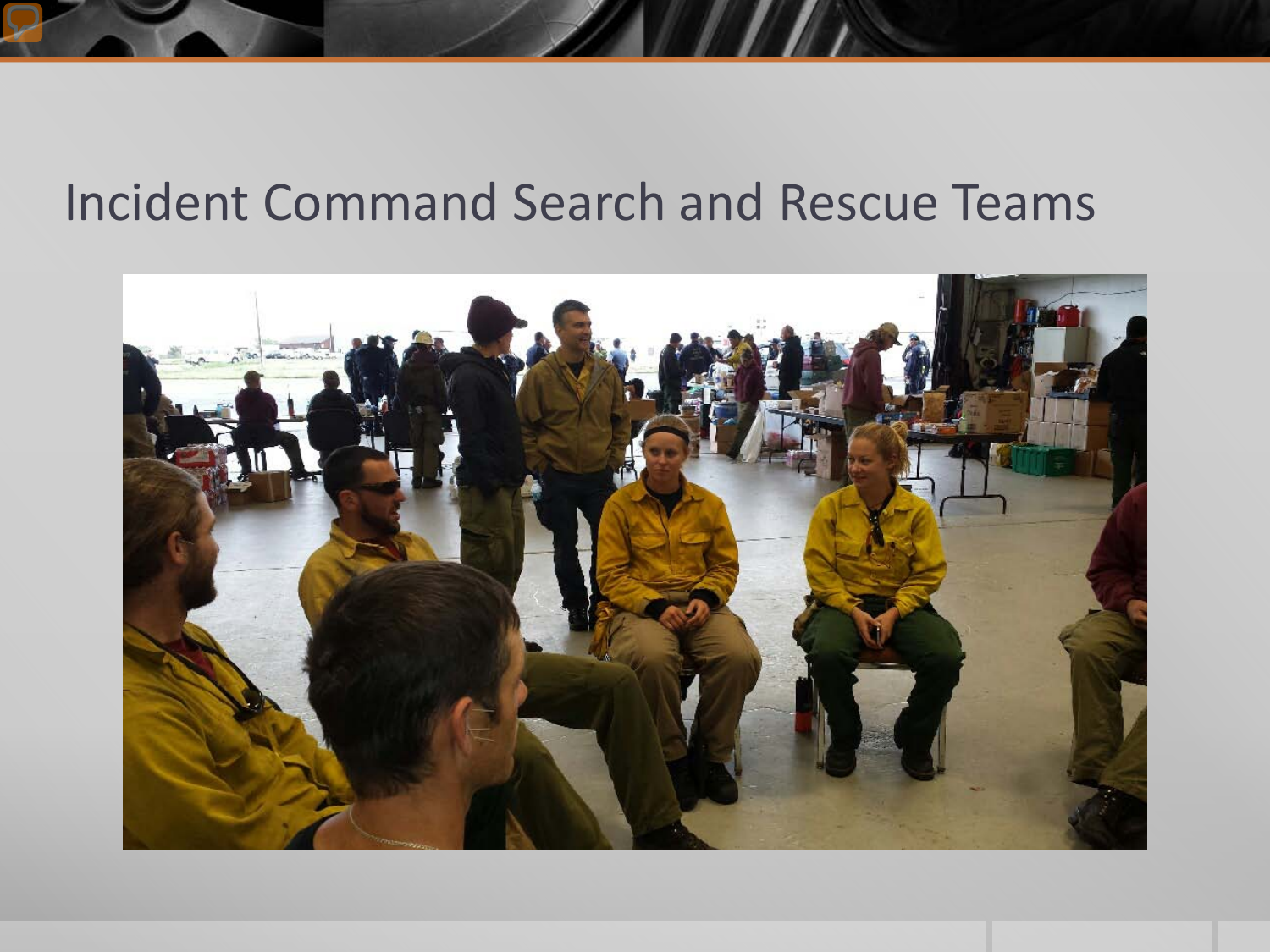# Incident Command Search and Rescue Teams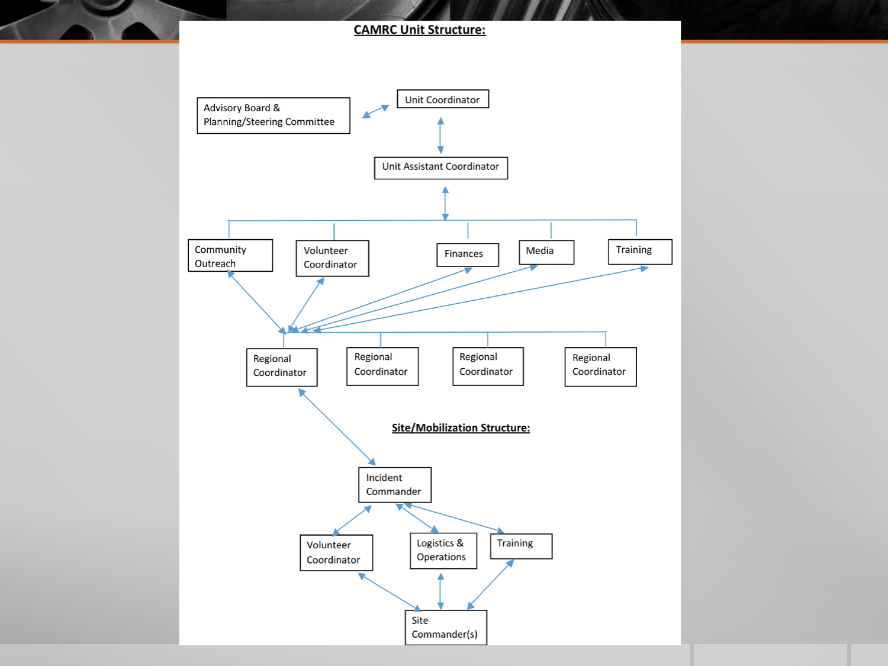## CAMRC Unit Structure:

Advisory Board & Planning/Steering Committee

Unit Coordinator

Unit Assistant Coordinator

Community Outreach

Volunteer Coordinator

Finances

Media

Training

Regional Coordinator

Regional Coordinator

Regional Coordinator

Regional Coordinator

## Site/Mobilization Structure:

Incident Commander

Volunteer Coordinator

Logistics & Operations

Training

Site Commander(s)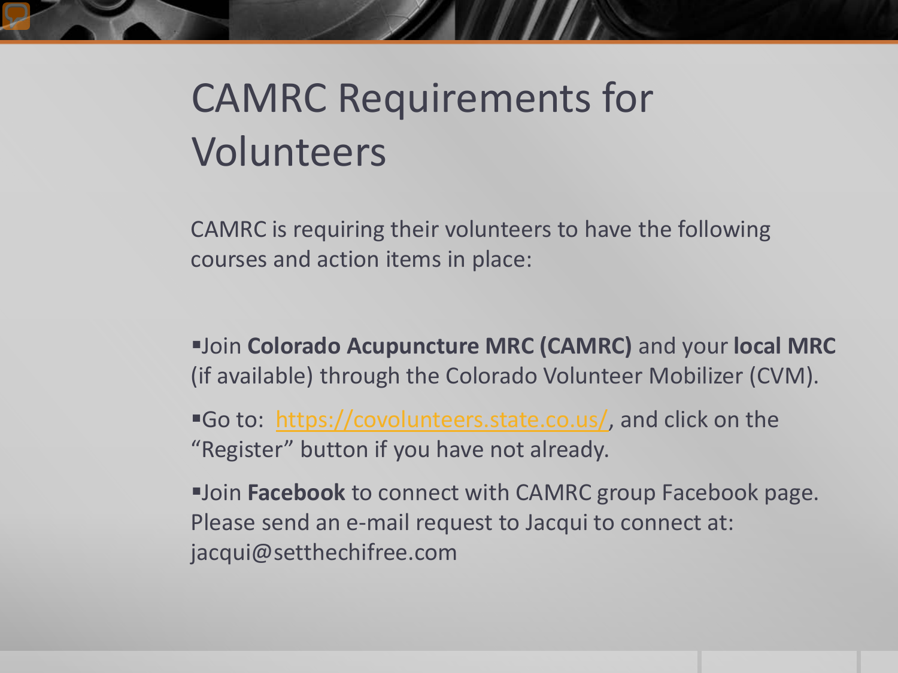# CAMRC Requirements for Volunteers

CAMRC is requiring their volunteers to have the following courses and action items in place:

- Join **Colorado Acupuncture MRC (CAMRC)** and your **local MRC** (if available) through the Colorado Volunteer Mobilizer (CVM).
- Go to: [https://covolunteers.state.co.us/](https://covolunteers.state.co.us/), and click on the "Register" button if you have not already.
- Join **Facebook** to connect with CAMRC group Facebook page. Please send an e-mail request to Jacqui to connect at: jacqui@setthechifree.com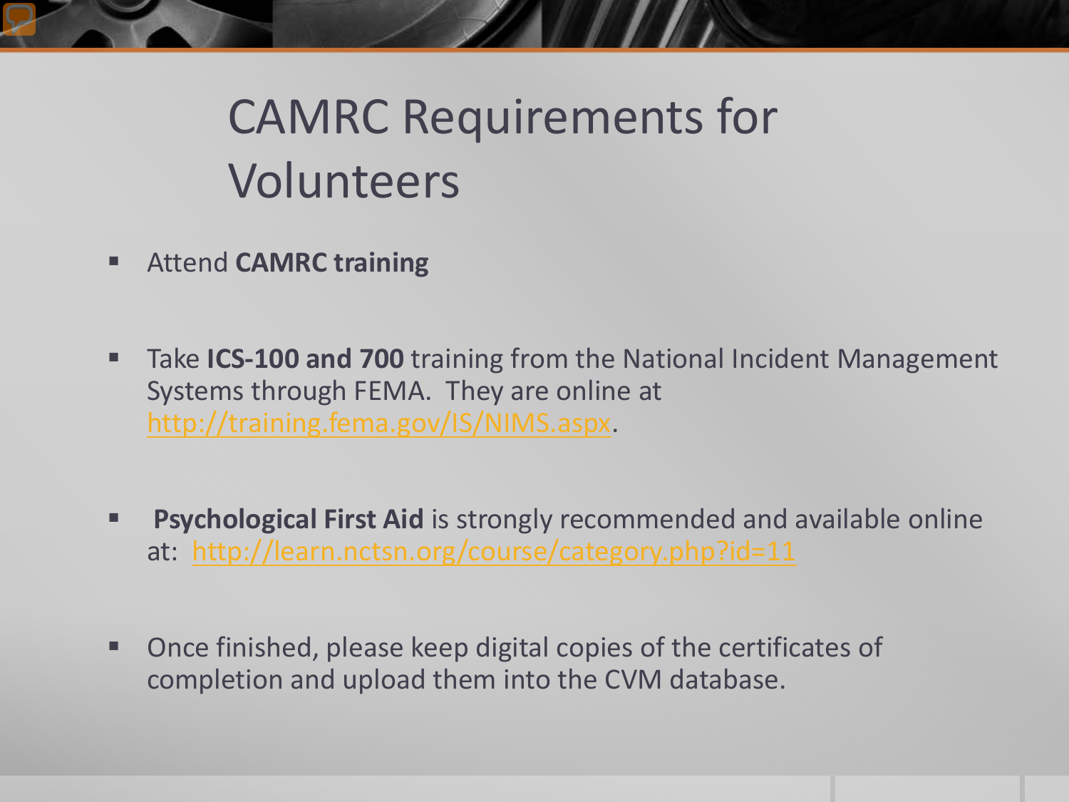# CAMRC Requirements for Volunteers

- Attend **CAMRC training**

- Take **ICS-100 and 700** training from the National Incident Management Systems through FEMA. They are online at [http://training.fema.gov/IS/NIMS.aspx](http://training.fema.gov/IS/NIMS.aspx).

- **Psychological First Aid** is strongly recommended and available online at: [http://learn.nctsn.org/course/category.php?id=11](http://learn.nctsn.org/course/category.php?id=11)

- Once finished, please keep digital copies of the certificates of completion and upload them into the CVM database.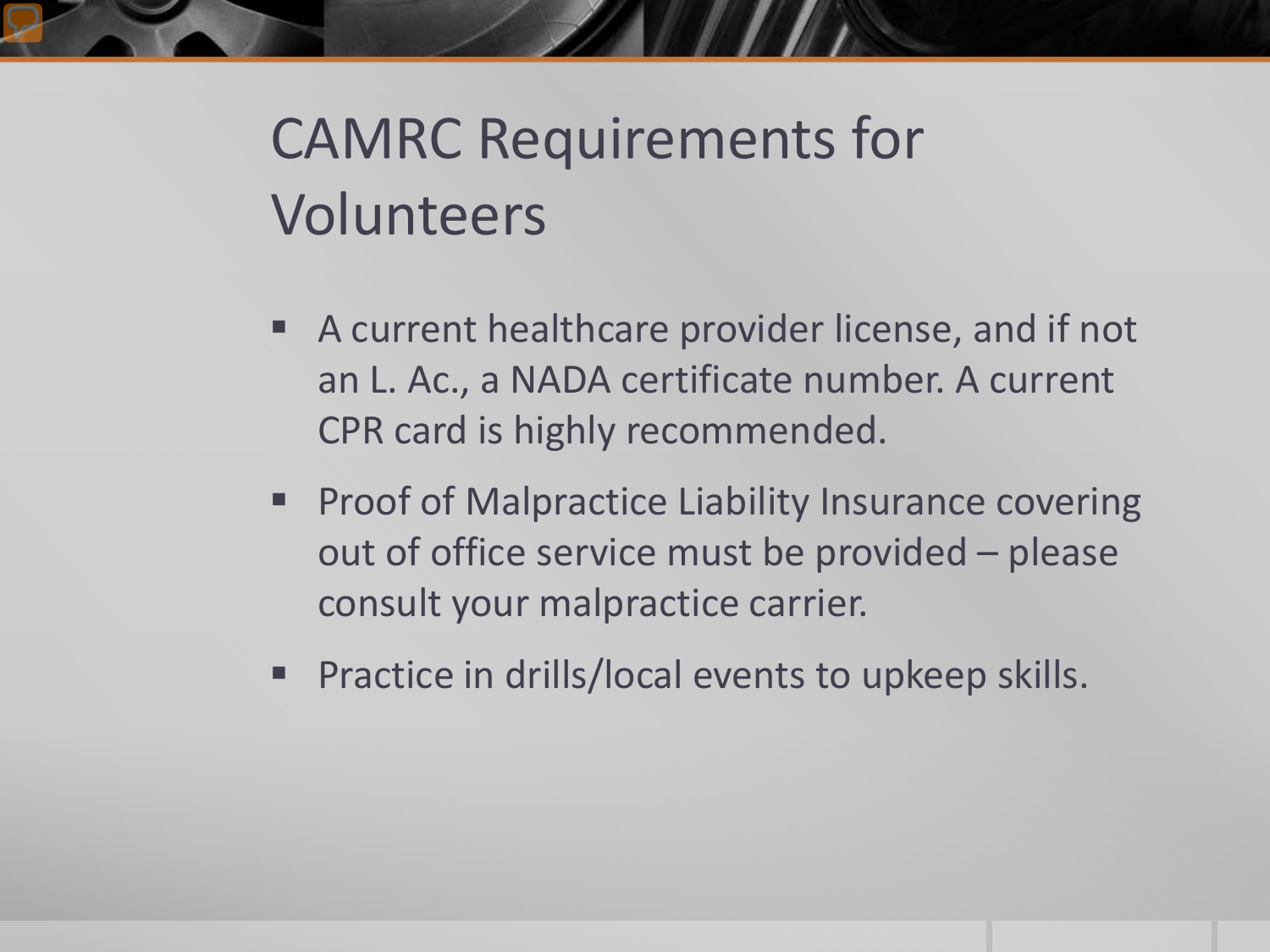# CAMRC Requirements for Volunteers

- A current healthcare provider license, and if not an L. Ac., a NADA certificate number. A current CPR card is highly recommended.
- Proof of Malpractice Liability Insurance covering out of office service must be provided – please consult your malpractice carrier.
- Practice in drills/local events to upkeep skills.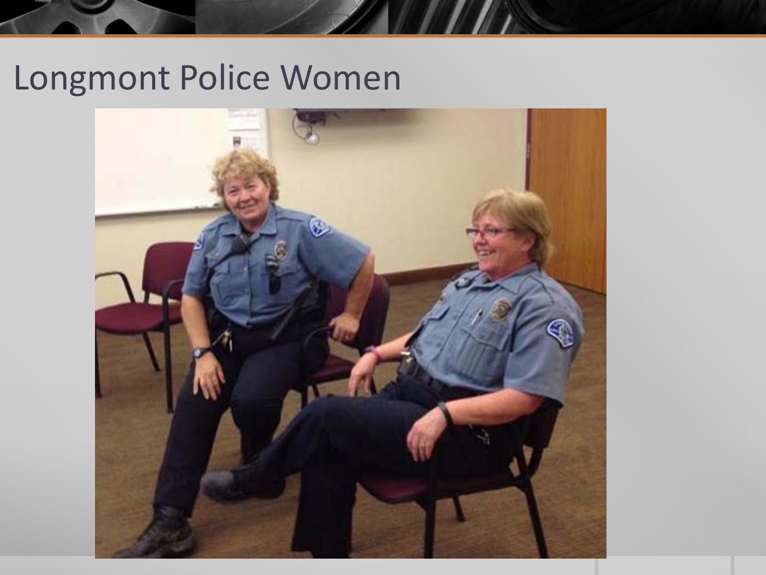# Longmont Police Women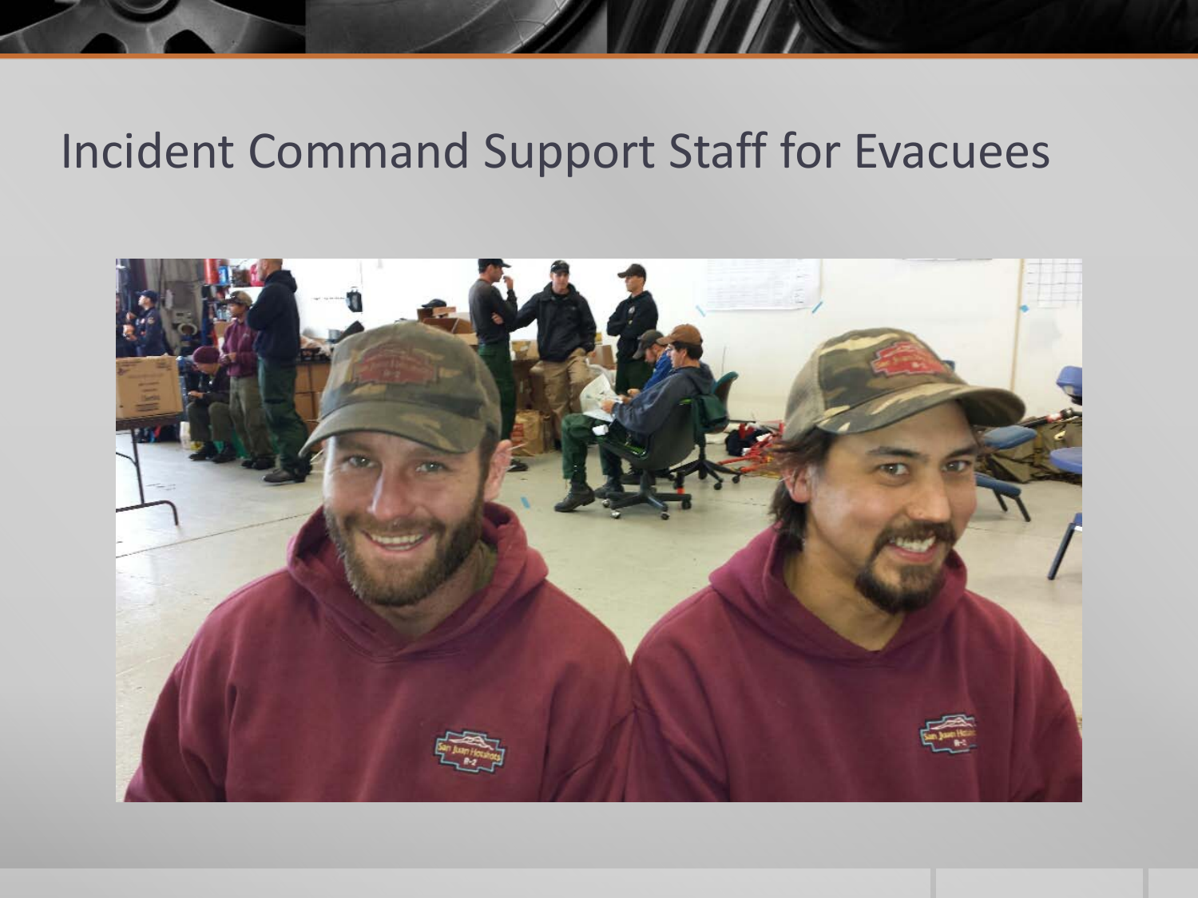# Incident Command Support Staff for Evacuees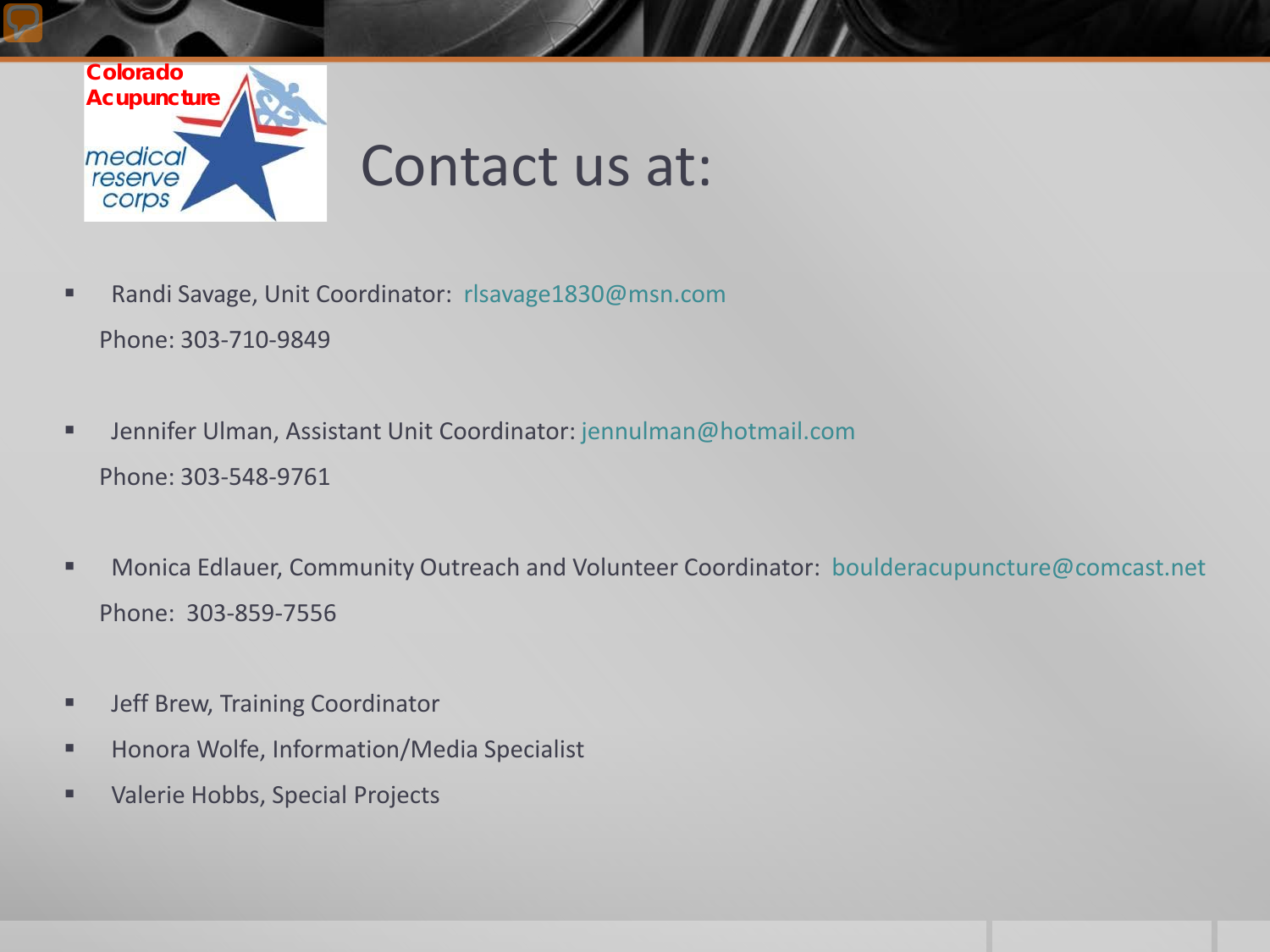Colorado Acupuncture medical reserve corps

# Contact us at:

- Randi Savage, Unit Coordinator: rlsavage1830@msn.com

  Phone: 303-710-9849

- Jennifer Ulman, Assistant Unit Coordinator: jennulman@hotmail.com

  Phone: 303-548-9761

- Monica Edlauer, Community Outreach and Volunteer Coordinator: boulderacupuncture@comcast.net

  Phone: 303-859-7556

- Jeff Brew, Training Coordinator
- Honora Wolfe, Information/Media Specialist
- Valerie Hobbs, Special Projects